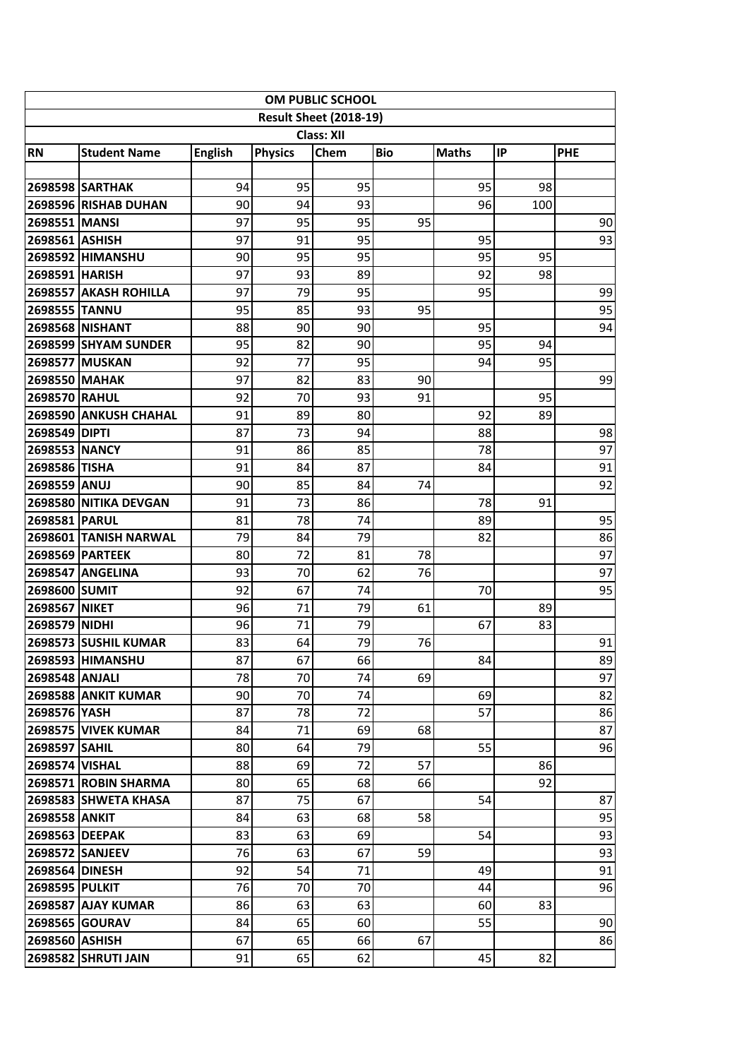# OM PUBLIC SCHOOL

## Result Sheet (2018-19)

### Class: XII

| RN | Student Name | English | Physics | Chem | Bio | Maths | IP | PHE |
|---|---|---|---|---|---|---|---|---|
| 2698598 | SARTHAK | 94 | 95 | 95 | | 95 | 98 | |
| 2698596 | RISHAB DUHAN | 90 | 94 | 93 | | 96 | 100 | |
| 2698551 | MANSI | 97 | 95 | 95 | 95 | | | 90 |
| 2698561 | ASHISH | 97 | 91 | 95 | | 95 | | 93 |
| 2698592 | HIMANSHU | 90 | 95 | 95 | | 95 | 95 | |
| 2698591 | HARISH | 97 | 93 | 89 | | 92 | 98 | |
| 2698557 | AKASH ROHILLA | 97 | 79 | 95 | | 95 | | 99 |
| 2698555 | TANNU | 95 | 85 | 93 | 95 | | | 95 |
| 2698568 | NISHANT | 88 | 90 | 90 | | 95 | | 94 |
| 2698599 | SHYAM SUNDER | 95 | 82 | 90 | | 95 | 94 | |
| 2698577 | MUSKAN | 92 | 77 | 95 | | 94 | 95 | |
| 2698550 | MAHAK | 97 | 82 | 83 | 90 | | | 99 |
| 2698570 | RAHUL | 92 | 70 | 93 | 91 | | 95 | |
| 2698590 | ANKUSH CHAHAL | 91 | 89 | 80 | | 92 | 89 | |
| 2698549 | DIPTI | 87 | 73 | 94 | | 88 | | 98 |
| 2698553 | NANCY | 91 | 86 | 85 | | 78 | | 97 |
| 2698586 | TISHA | 91 | 84 | 87 | | 84 | | 91 |
| 2698559 | ANUJ | 90 | 85 | 84 | 74 | | | 92 |
| 2698580 | NITIKA DEVGAN | 91 | 73 | 86 | | 78 | 91 | |
| 2698581 | PARUL | 81 | 78 | 74 | | 89 | | 95 |
| 2698601 | TANISH NARWAL | 79 | 84 | 79 | | 82 | | 86 |
| 2698569 | PARTEEK | 80 | 72 | 81 | 78 | | | 97 |
| 2698547 | ANGELINA | 93 | 70 | 62 | 76 | | | 97 |
| 2698600 | SUMIT | 92 | 67 | 74 | | 70 | | 95 |
| 2698567 | NIKET | 96 | 71 | 79 | 61 | | 89 | |
| 2698579 | NIDHI | 96 | 71 | 79 | | 67 | 83 | |
| 2698573 | SUSHIL KUMAR | 83 | 64 | 79 | 76 | | | 91 |
| 2698593 | HIMANSHU | 87 | 67 | 66 | | 84 | | 89 |
| 2698548 | ANJALI | 78 | 70 | 74 | 69 | | | 97 |
| 2698588 | ANKIT KUMAR | 90 | 70 | 74 | | 69 | | 82 |
| 2698576 | YASH | 87 | 78 | 72 | | 57 | | 86 |
| 2698575 | VIVEK KUMAR | 84 | 71 | 69 | 68 | | | 87 |
| 2698597 | SAHIL | 80 | 64 | 79 | | 55 | | 96 |
| 2698574 | VISHAL | 88 | 69 | 72 | 57 | | 86 | |
| 2698571 | ROBIN SHARMA | 80 | 65 | 68 | 66 | | 92 | |
| 2698583 | SHWETA KHASA | 87 | 75 | 67 | | 54 | | 87 |
| 2698558 | ANKIT | 84 | 63 | 68 | 58 | | | 95 |
| 2698563 | DEEPAK | 83 | 63 | 69 | | 54 | | 93 |
| 2698572 | SANJEEV | 76 | 63 | 67 | 59 | | | 93 |
| 2698564 | DINESH | 92 | 54 | 71 | | 49 | | 91 |
| 2698595 | PULKIT | 76 | 70 | 70 | | 44 | | 96 |
| 2698587 | AJAY KUMAR | 86 | 63 | 63 | | 60 | 83 | |
| 2698565 | GOURAV | 84 | 65 | 60 | | 55 | | 90 |
| 2698560 | ASHISH | 67 | 65 | 66 | 67 | | | 86 |
| 2698582 | SHRUTI JAIN | 91 | 65 | 62 | | 45 | 82 | |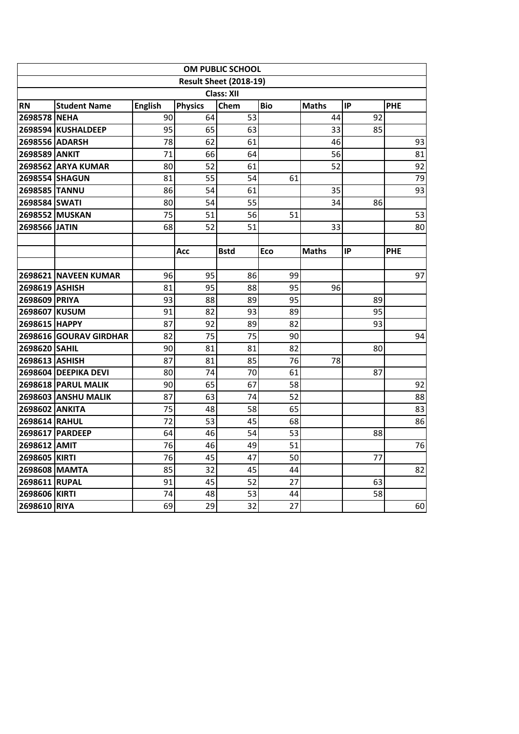| OM PUBLIC SCHOOL | | | | | | | | |
|---|---|---|---|---|---|---|---|---|
| Result Sheet (2018-19) | | | | | | | | |
| Class: XII | | | | | | | | |
| **RN** | **Student Name** | **English** | **Physics** | **Chem** | **Bio** | **Maths** | **IP** | **PHE** |
| **2698578** | **NEHA** | 90 | 64 | 53 | | 44 | 92 | |
| **2698594** | **KUSHALDEEP** | 95 | 65 | 63 | | 33 | 85 | |
| **2698556** | **ADARSH** | 78 | 62 | 61 | | 46 | | 93 |
| **2698589** | **ANKIT** | 71 | 66 | 64 | | 56 | | 81 |
| **2698562** | **ARYA KUMAR** | 80 | 52 | 61 | | 52 | | 92 |
| **2698554** | **SHAGUN** | 81 | 55 | 54 | 61 | | | 79 |
| **2698585** | **TANNU** | 86 | 54 | 61 | | 35 | | 93 |
| **2698584** | **SWATI** | 80 | 54 | 55 | | 34 | 86 | |
| **2698552** | **MUSKAN** | 75 | 51 | 56 | 51 | | | 53 |
| **2698566** | **JATIN** | 68 | 52 | 51 | | 33 | | 80 |
| | | | | | | | | |
| | | | **Acc** | **Bstd** | **Eco** | **Maths** | **IP** | **PHE** |
| | | | | | | | | |
| **2698621** | **NAVEEN KUMAR** | 96 | 95 | 86 | 99 | | | 97 |
| **2698619** | **ASHISH** | 81 | 95 | 88 | 95 | 96 | | |
| **2698609** | **PRIYA** | 93 | 88 | 89 | 95 | | 89 | |
| **2698607** | **KUSUM** | 91 | 82 | 93 | 89 | | 95 | |
| **2698615** | **HAPPY** | 87 | 92 | 89 | 82 | | 93 | |
| **2698616** | **GOURAV GIRDHAR** | 82 | 75 | 75 | 90 | | | 94 |
| **2698620** | **SAHIL** | 90 | 81 | 81 | 82 | | 80 | |
| **2698613** | **ASHISH** | 87 | 81 | 85 | 76 | 78 | | |
| **2698604** | **DEEPIKA DEVI** | 80 | 74 | 70 | 61 | | 87 | |
| **2698618** | **PARUL MALIK** | 90 | 65 | 67 | 58 | | | 92 |
| **2698603** | **ANSHU MALIK** | 87 | 63 | 74 | 52 | | | 88 |
| **2698602** | **ANKITA** | 75 | 48 | 58 | 65 | | | 83 |
| **2698614** | **RAHUL** | 72 | 53 | 45 | 68 | | | 86 |
| **2698617** | **PARDEEP** | 64 | 46 | 54 | 53 | | 88 | |
| **2698612** | **AMIT** | 76 | 46 | 49 | 51 | | | 76 |
| **2698605** | **KIRTI** | 76 | 45 | 47 | 50 | | 77 | |
| **2698608** | **MAMTA** | 85 | 32 | 45 | 44 | | | 82 |
| **2698611** | **RUPAL** | 91 | 45 | 52 | 27 | | 63 | |
| **2698606** | **KIRTI** | 74 | 48 | 53 | 44 | | 58 | |
| **2698610** | **RIYA** | 69 | 29 | 32 | 27 | | | 60 |